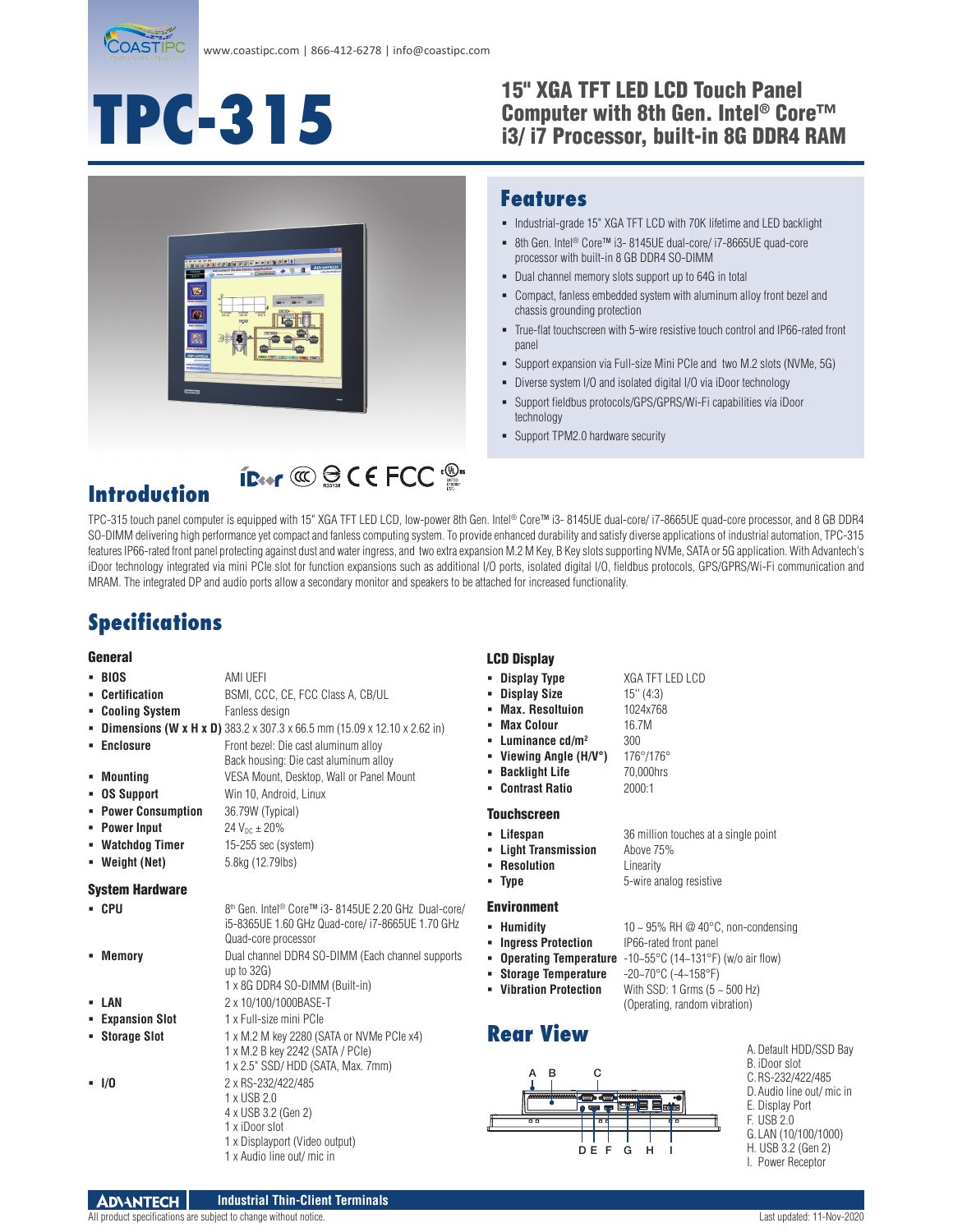www.coastipc.com | 866-412-6278 | info@coastipc.com

# TPC-315

## 15" XGA TFT LED LCD Touch Panel Computer with 8th Gen. Intel® Core™ i3/ i7 Processor, built-in 8G DDR4 RAM

## Features

- Industrial-grade 15" XGA TFT LCD with 70K lifetime and LED backlight
- 8th Gen. Intel® Core™ i3- 8145UE dual-core/ i7-8665UE quad-core processor with built-in 8 GB DDR4 SO-DIMM
- Dual channel memory slots support up to 64G in total
- Compact, fanless embedded system with aluminum alloy front bezel and chassis grounding protection
- True-flat touchscreen with 5-wire resistive touch control and IP66-rated front panel
- Support expansion via Full-size Mini PCIe and two M.2 slots (NVMe, 5G)
- Diverse system I/O and isolated digital I/O via iDoor technology
- Support fieldbus protocols/GPS/GPRS/Wi-Fi capabilities via iDoor technology
- Support TPM2.0 hardware security

## Introduction

TPC-315 touch panel computer is equipped with 15" XGA TFT LED LCD, low-power 8th Gen. Intel® Core™ i3- 8145UE dual-core/ i7-8665UE quad-core processor, and 8 GB DDR4 SO-DIMM delivering high performance yet compact and fanless computing system. To provide enhanced durability and satisfy diverse applications of industrial automation, TPC-315 features IP66-rated front panel protecting against dust and water ingress, and two extra expansion M.2 M Key, B Key slots supporting NVMe, SATA or 5G application. With Advantech's iDoor technology integrated via mini PCIe slot for function expansions such as additional I/O ports, isolated digital I/O, fieldbus protocols, GPS/GPRS/Wi-Fi communication and MRAM. The integrated DP and audio ports allow a secondary monitor and speakers to be attached for increased functionality.

## Specifications

### General

- **BIOS**: AMI UEFI
- **Certification**: BSMI, CCC, CE, FCC Class A, CB/UL
- **Cooling System**: Fanless design
- **Dimensions (W x H x D)**: 383.2 x 307.3 x 66.5 mm (15.09 x 12.10 x 2.62 in)
- **Enclosure**: Front bezel: Die cast aluminum alloy; Back housing: Die cast aluminum alloy
- **Mounting**: VESA Mount, Desktop, Wall or Panel Mount
- **OS Support**: Win 10, Android, Linux
- **Power Consumption**: 36.79W (Typical)
- **Power Input**: 24 $V_{DC}$ ± 20%
- **Watchdog Timer**: 15-255 sec (system)
- **Weight (Net)**: 5.8kg (12.79lbs)

### System Hardware

- **CPU**: 8th Gen. Intel® Core™ i3- 8145UE 2.20 GHz Dual-core/ i5-8365UE 1.60 GHz Quad-core/ i7-8665UE 1.70 GHz Quad-core processor
- **Memory**: Dual channel DDR4 SO-DIMM (Each channel supports up to 32G); 1 x 8G DDR4 SO-DIMM (Built-in)
- **LAN**: 2 x 10/100/1000BASE-T
- **Expansion Slot**: 1 x Full-size mini PCIe
- **Storage Slot**: 1 x M.2 M key 2280 (SATA or NVMe PCIe x4); 1 x M.2 B key 2242 (SATA / PCIe); 1 x 2.5" SSD/ HDD (SATA, Max. 7mm)
- **I/O**: 2 x RS-232/422/485; 1 x USB 2.0; 4 x USB 3.2 (Gen 2); 1 x iDoor slot; 1 x Displayport (Video output); 1 x Audio line out/ mic in

### LCD Display

- **Display Type**: XGA TFT LED LCD
- **Display Size**: 15" (4:3)
- **Max. Resoltuion**: 1024x768
- **Max Colour**: 16.7M
- **Luminance cd/m²**: 300
- **Viewing Angle (H/V°)**: 176°/176°
- **Backlight Life**: 70,000hrs
- **Contrast Ratio**: 2000:1

### Touchscreen

- **Lifespan**: 36 million touches at a single point
- **Light Transmission**: Above 75%
- **Resolution**: Linearity
- **Type**: 5-wire analog resistive

### Environment

- **Humidity**: 10 ~ 95% RH @ 40°C, non-condensing
- **Ingress Protection**: IP66-rated front panel
- **Operating Temperature**: -10~55°C (14~131°F) (w/o air flow)
- **Storage Temperature**: -20~70°C (-4~158°F)
- **Vibration Protection**: With SSD: 1 Grms (5 ~ 500 Hz) (Operating, random vibration)

## Rear View

A. Default HDD/SSD Bay
B. iDoor slot
C. RS-232/422/485
D. Audio line out/ mic in
E. Display Port
F. USB 2.0
G. LAN (10/100/1000)
H. USB 3.2 (Gen 2)
I. Power Receptor

ADVANTECH Industrial Thin-Client Terminals

All product specifications are subject to change without notice.

Last updated: 11-Nov-2020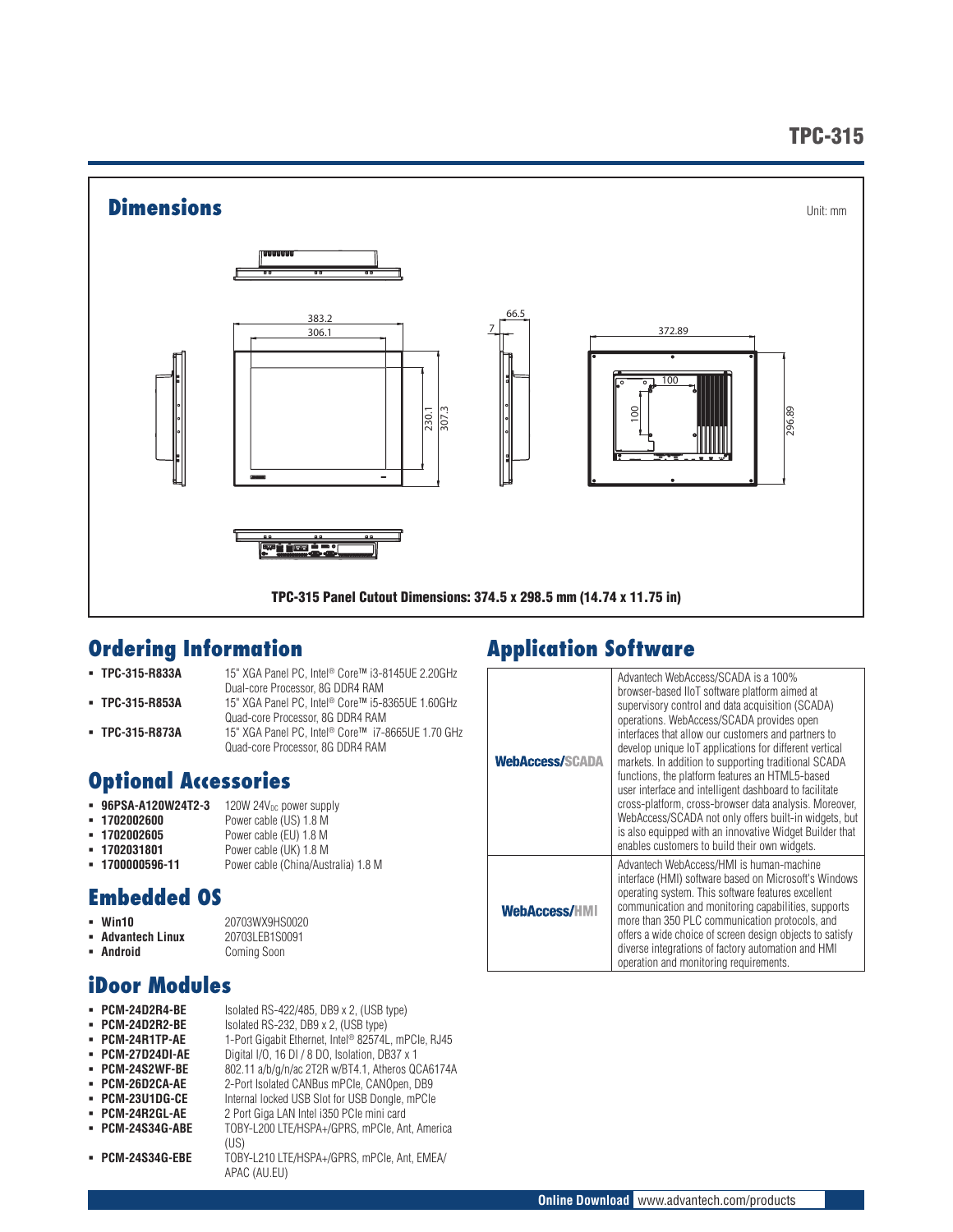## Dimensions

Unit: mm

383.2
306.1
230.1
307.3
66.5
7
372.89
100
100
296.89

**TPC-315 Panel Cutout Dimensions: 374.5 x 298.5 mm (14.74 x 11.75 in)**

## Ordering Information

- **TPC-315-R833A** 15" XGA Panel PC, Intel® Core™ i3-8145UE 2.20GHz Dual-core Processor, 8G DDR4 RAM
- **TPC-315-R853A** 15" XGA Panel PC, Intel® Core™ i5-8365UE 1.60GHz Quad-core Processor, 8G DDR4 RAM
- **TPC-315-R873A** 15" XGA Panel PC, Intel® Core™ i7-8665UE 1.70 GHz Quad-core Processor, 8G DDR4 RAM

## Optional Accessories

- **96PSA-A120W24T2-3** 120W 24$V_{DC}$ power supply
- **1702002600** Power cable (US) 1.8 M
- **1702002605** Power cable (EU) 1.8 M
- **1702031801** Power cable (UK) 1.8 M
- **1700000596-11** Power cable (China/Australia) 1.8 M

## Embedded OS

- **Win10** 20703WX9HS0020
- **Advantech Linux** 20703LEB1S0091
- **Android** Coming Soon

## iDoor Modules

- **PCM-24D2R4-BE** Isolated RS-422/485, DB9 x 2, (USB type)
- **PCM-24D2R2-BE** Isolated RS-232, DB9 x 2, (USB type)
- **PCM-24R1TP-AE** 1-Port Gigabit Ethernet, Intel® 82574L, mPCIe, RJ45
- **PCM-27D24DI-AE** Digital I/O, 16 DI / 8 DO, Isolation, DB37 x 1
- **PCM-24S2WF-BE** 802.11 a/b/g/n/ac 2T2R w/BT4.1, Atheros QCA6174A
- **PCM-26D2CA-AE** 2-Port Isolated CANBus mPCIe, CANOpen, DB9
- **PCM-23U1DG-CE** Internal locked USB Slot for USB Dongle, mPCIe
- **PCM-24R2GL-AE** 2 Port Giga LAN Intel i350 PCIe mini card
- **PCM-24S34G-ABE** TOBY-L200 LTE/HSPA+/GPRS, mPCIe, Ant, America (US)
- **PCM-24S34G-EBE** TOBY-L210 LTE/HSPA+/GPRS, mPCIe, Ant, EMEA/APAC (AU.EU)

## Application Software

| | |
|---|---|
| **WebAccess/SCADA** | Advantech WebAccess/SCADA is a 100% browser-based IIoT software platform aimed at supervisory control and data acquisition (SCADA) operations. WebAccess/SCADA provides open interfaces that allow our customers and partners to develop unique IoT applications for different vertical markets. In addition to supporting traditional SCADA functions, the platform features an HTML5-based user interface and intelligent dashboard to facilitate cross-platform, cross-browser data analysis. Moreover, WebAccess/SCADA not only offers built-in widgets, but is also equipped with an innovative Widget Builder that enables customers to build their own widgets. |
| **WebAccess/HMI** | Advantech WebAccess/HMI is human-machine interface (HMI) software based on Microsoft's Windows operating system. This software features excellent communication and monitoring capabilities, supports more than 350 PLC communication protocols, and offers a wide choice of screen design objects to satisfy diverse integrations of factory automation and HMI operation and monitoring requirements. |